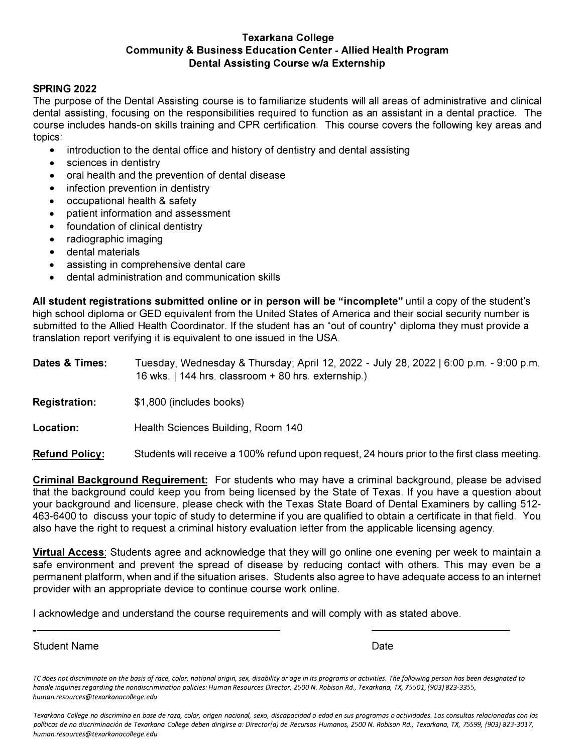**Texarkana College**
**Community & Business Education Center - Allied Health Program**
**Dental Assisting Course w/a Externship**

**SPRING 2022**

The purpose of the Dental Assisting course is to familiarize students will all areas of administrative and clinical dental assisting, focusing on the responsibilities required to function as an assistant in a dental practice. The course includes hands-on skills training and CPR certification. This course covers the following key areas and topics:

- introduction to the dental office and history of dentistry and dental assisting
- sciences in dentistry
- oral health and the prevention of dental disease
- infection prevention in dentistry
- occupational health & safety
- patient information and assessment
- foundation of clinical dentistry
- radiographic imaging
- dental materials
- assisting in comprehensive dental care
- dental administration and communication skills

**All student registrations submitted online or in person will be "incomplete"** until a copy of the student's high school diploma or GED equivalent from the United States of America and their social security number is submitted to the Allied Health Coordinator. If the student has an "out of country" diploma they must provide a translation report verifying it is equivalent to one issued in the USA.

**Dates & Times:** Tuesday, Wednesday & Thursday; April 12, 2022 - July 28, 2022 | 6:00 p.m. - 9:00 p.m. 16 wks. | 144 hrs. classroom + 80 hrs. externship.)

**Registration:** $1,800 (includes books)

**Location:** Health Sciences Building, Room 140

**Refund Policy:** Students will receive a 100% refund upon request, 24 hours prior to the first class meeting.

**Criminal Background Requirement:** For students who may have a criminal background, please be advised that the background could keep you from being licensed by the State of Texas. If you have a question about your background and licensure, please check with the Texas State Board of Dental Examiners by calling 512-463-6400 to discuss your topic of study to determine if you are qualified to obtain a certificate in that field. You also have the right to request a criminal history evaluation letter from the applicable licensing agency.

**Virtual Access**: Students agree and acknowledge that they will go online one evening per week to maintain a safe environment and prevent the spread of disease by reducing contact with others. This may even be a permanent platform, when and if the situation arises. Students also agree to have adequate access to an internet provider with an appropriate device to continue course work online.

I acknowledge and understand the course requirements and will comply with as stated above.

_______________________________________ _____________________

Student Name Date

*TC does not discriminate on the basis of race, color, national origin, sex, disability or age in its programs or activities. The following person has been designated to handle inquiries regarding the nondiscrimination policies: Human Resources Director, 2500 N. Robison Rd., Texarkana, TX, 75501, (903) 823-3355, human.resources@texarkanacollege.edu*

*Texarkana College no discrimina en base de raza, color, origen nacional, sexo, discapacidad o edad en sus programas o actividades. Las consultas relacionadas con las políticas de no discriminación de Texarkana College deben dirigirse a: Director(a) de Recursos Humanos, 2500 N. Robison Rd., Texarkana, TX, 75599, (903) 823-3017, human.resources@texarkanacollege.edu*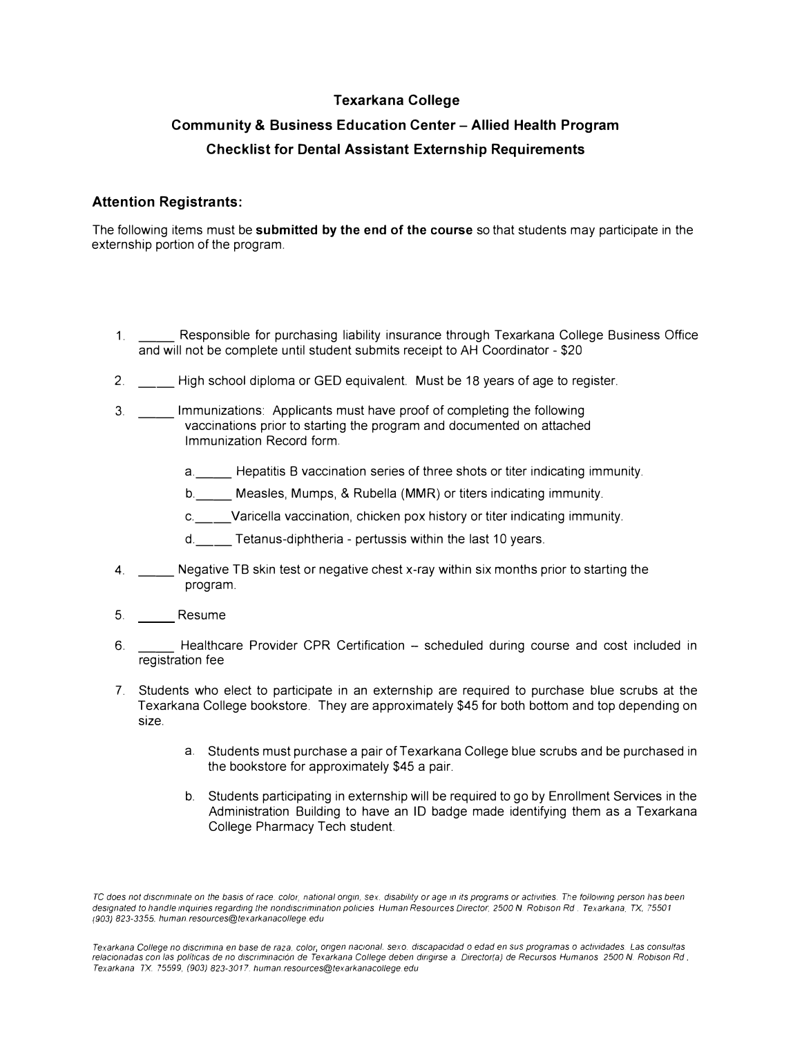**Texarkana College**

**Community & Business Education Center – Allied Health Program**

**Checklist for Dental Assistant Externship Requirements**

### Attention Registrants:

The following items must be **submitted by the end of the course** so that students may participate in the externship portion of the program.

1. _____ Responsible for purchasing liability insurance through Texarkana College Business Office and will not be complete until student submits receipt to AH Coordinator - $20
2. _____ High school diploma or GED equivalent. Must be 18 years of age to register.
3. _____ Immunizations: Applicants must have proof of completing the following vaccinations prior to starting the program and documented on attached Immunization Record form.
   - a._____ Hepatitis B vaccination series of three shots or titer indicating immunity.
   - b._____ Measles, Mumps, & Rubella (MMR) or titers indicating immunity.
   - c._____Varicella vaccination, chicken pox history or titer indicating immunity.
   - d._____ Tetanus-diphtheria - pertussis within the last 10 years.
4. _____ Negative TB skin test or negative chest x-ray within six months prior to starting the program.
5. _____ Resume
6. _____ Healthcare Provider CPR Certification – scheduled during course and cost included in registration fee
7. Students who elect to participate in an externship are required to purchase blue scrubs at the Texarkana College bookstore. They are approximately $45 for both bottom and top depending on size.
   - a. Students must purchase a pair of Texarkana College blue scrubs and be purchased in the bookstore for approximately $45 a pair.
   - b. Students participating in externship will be required to go by Enrollment Services in the Administration Building to have an ID badge made identifying them as a Texarkana College Pharmacy Tech student.

*TC does not discriminate on the basis of race, color, national origin, sex, disability or age in its programs or activities. The following person has been designated to handle inquiries regarding the nondiscrimination policies: Human Resources Director, 2500 N. Robison Rd., Texarkana, TX, 75501 (903) 823-3355, human.resources@texarkanacollege.edu*

*Texarkana College no discrimina en base de raza, color, origen nacional, sexo, discapacidad o edad en sus programas o actividades. Las consultas relacionadas con las políticas de no discriminación de Texarkana College deben dirigirse a: Director(a) de Recursos Humanos, 2500 N. Robison Rd., Texarkana, TX, 75599, (903) 823-3017, human.resources@texarkanacollege.edu*